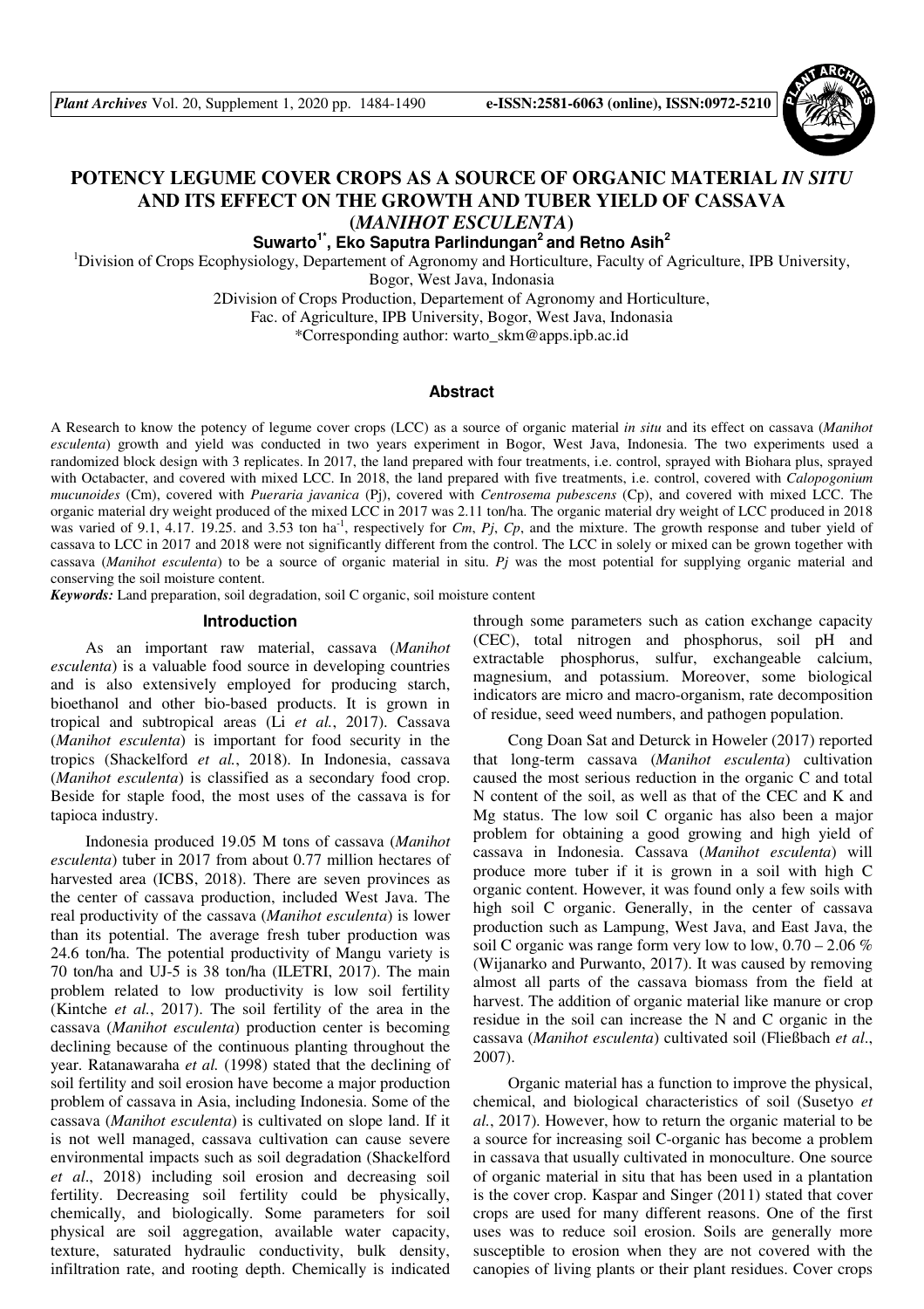# POTENCY LEGUME COVER CROPS AS A SOURCE OF ORGANIC MATERIAL *IN SITU* AND ITS EFFECT ON THE GROWTH AND TUBER YIELD OF CASSAVA (*MANIHOT ESCULENTA*)

**Suwarto[1*], Eko Saputra Parlindungan[2] and Retno Asih[2]**

[1]Division of Crops Ecophysiology, Departement of Agronomy and Horticulture, Faculty of Agriculture, IPB University, Bogor, West Java, Indonasia

2Division of Crops Production, Departement of Agronomy and Horticulture, Fac. of Agriculture, IPB University, Bogor, West Java, Indonasia

*Corresponding author: warto_skm@apps.ipb.ac.id

## Abstract

A Research to know the potency of legume cover crops (LCC) as a source of organic material *in situ* and its effect on cassava (*Manihot esculenta*) growth and yield was conducted in two years experiment in Bogor, West Java, Indonesia. The two experiments used a randomized block design with 3 replicates. In 2017, the land prepared with four treatments, i.e. control, sprayed with Biohara plus, sprayed with Octabacter, and covered with mixed LCC. In 2018, the land prepared with five treatments, i.e. control, covered with *Calopogonium mucunoides* (Cm), covered with *Pueraria javanica* (Pj), covered with *Centrosema pubescens* (Cp), and covered with mixed LCC. The organic material dry weight produced of the mixed LCC in 2017 was 2.11 ton/ha. The organic material dry weight of LCC produced in 2018 was varied of 9.1, 4.17. 19.25. and 3.53 ton ha$^{-1}$, respectively for *Cm*, *Pj*, *Cp*, and the mixture. The growth response and tuber yield of cassava to LCC in 2017 and 2018 were not significantly different from the control. The LCC in solely or mixed can be grown together with cassava (*Manihot esculenta*) to be a source of organic material in situ. *Pj* was the most potential for supplying organic material and conserving the soil moisture content.

***Keywords:*** Land preparation, soil degradation, soil C organic, soil moisture content

## Introduction

As an important raw material, cassava (*Manihot esculenta*) is a valuable food source in developing countries and is also extensively employed for producing starch, bioethanol and other bio-based products. It is grown in tropical and subtropical areas (Li *et al.*, 2017). Cassava (*Manihot esculenta*) is important for food security in the tropics (Shackelford *et al.*, 2018). In Indonesia, cassava (*Manihot esculenta*) is classified as a secondary food crop. Beside for staple food, the most uses of the cassava is for tapioca industry.

Indonesia produced 19.05 M tons of cassava (*Manihot esculenta*) tuber in 2017 from about 0.77 million hectares of harvested area (ICBS, 2018). There are seven provinces as the center of cassava production, included West Java. The real productivity of the cassava (*Manihot esculenta*) is lower than its potential. The average fresh tuber production was 24.6 ton/ha. The potential productivity of Mangu variety is 70 ton/ha and UJ-5 is 38 ton/ha (ILETRI, 2017). The main problem related to low productivity is low soil fertility (Kintche *et al.*, 2017). The soil fertility of the area in the cassava (*Manihot esculenta*) production center is becoming declining because of the continuous planting throughout the year. Ratanawaraha *et al.* (1998) stated that the declining of soil fertility and soil erosion have become a major production problem of cassava in Asia, including Indonesia. Some of the cassava (*Manihot esculenta*) is cultivated on slope land. If it is not well managed, cassava cultivation can cause severe environmental impacts such as soil degradation (Shackelford *et al*., 2018) including soil erosion and decreasing soil fertility. Decreasing soil fertility could be physically, chemically, and biologically. Some parameters for soil physical are soil aggregation, available water capacity, texture, saturated hydraulic conductivity, bulk density, infiltration rate, and rooting depth. Chemically is indicated through some parameters such as cation exchange capacity (CEC), total nitrogen and phosphorus, soil pH and extractable phosphorus, sulfur, exchangeable calcium, magnesium, and potassium. Moreover, some biological indicators are micro and macro-organism, rate decomposition of residue, seed weed numbers, and pathogen population.

Cong Doan Sat and Deturck in Howeler (2017) reported that long-term cassava (*Manihot esculenta*) cultivation caused the most serious reduction in the organic C and total N content of the soil, as well as that of the CEC and K and Mg status. The low soil C organic has also been a major problem for obtaining a good growing and high yield of cassava in Indonesia. Cassava (*Manihot esculenta*) will produce more tuber if it is grown in a soil with high C organic content. However, it was found only a few soils with high soil C organic. Generally, in the center of cassava production such as Lampung, West Java, and East Java, the soil C organic was range form very low to low, 0.70 – 2.06 % (Wijanarko and Purwanto, 2017). It was caused by removing almost all parts of the cassava biomass from the field at harvest. The addition of organic material like manure or crop residue in the soil can increase the N and C organic in the cassava (*Manihot esculenta*) cultivated soil (Fließbach *et al*., 2007).

Organic material has a function to improve the physical, chemical, and biological characteristics of soil (Susetyo *et al.*, 2017). However, how to return the organic material to be a source for increasing soil C-organic has become a problem in cassava that usually cultivated in monoculture. One source of organic material in situ that has been used in a plantation is the cover crop. Kaspar and Singer (2011) stated that cover crops are used for many different reasons. One of the first uses was to reduce soil erosion. Soils are generally more susceptible to erosion when they are not covered with the canopies of living plants or their plant residues. Cover crops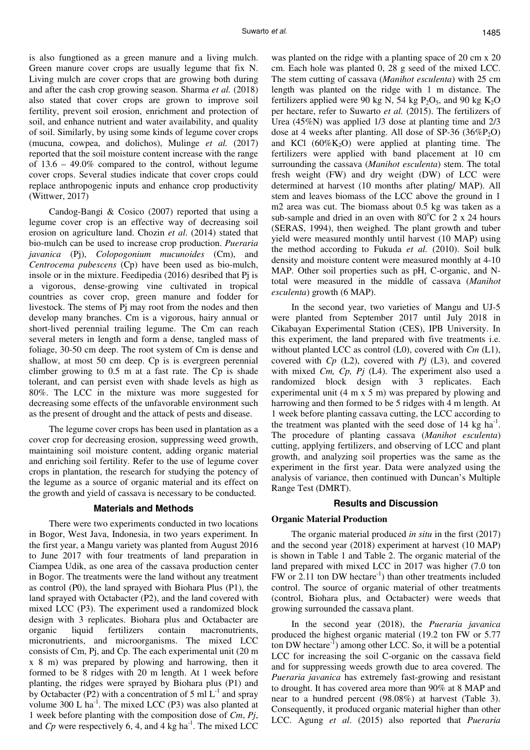is also fungtioned as a green manure and a living mulch. Green manure cover crops are usually legume that fix N. Living mulch are cover crops that are growing both during and after the cash crop growing season. Sharma *et al.* (2018) also stated that cover crops are grown to improve soil fertility, prevent soil erosion, enrichment and protection of soil, and enhance nutrient and water availability, and quality of soil. Similarly, by using some kinds of legume cover crops (mucuna, cowpea, and dolichos), Mulinge *et al.* (2017) reported that the soil moisture content increase with the range of 13.6 – 49.0% compared to the control, without legume cover crops. Several studies indicate that cover crops could replace anthropogenic inputs and enhance crop productivity (Wittwer, 2017)

Candog-Bangi & Cosico (2007) reported that using a legume cover crop is an effective way of decreasing soil erosion on agriculture land. Chozin *et al*. (2014) stated that bio-mulch can be used to increase crop production. *Pueraria javanica* (Pj), *Colopogonium mucunoides* (Cm), and *Centrocema pubescens* (Cp) have been used as bio-mulch, insole or in the mixture. Feedipedia (2016) desribed that Pj is a vigorous, dense-growing vine cultivated in tropical countries as cover crop, green manure and fodder for livestock. The stems of Pj may root from the nodes and then develop many branches. Cm is a vigorous, hairy annual or short-lived perennial trailing legume. The Cm can reach several meters in length and form a dense, tangled mass of foliage, 30-50 cm deep. The root system of Cm is dense and shallow, at most 50 cm deep. Cp is is evergreen perennial climber growing to 0.5 m at a fast rate. The Cp is shade tolerant, and can persist even with shade levels as high as 80%. The LCC in the mixture was more suggested for decreasing some effects of the unfavorable environment such as the present of drought and the attack of pests and disease.

The legume cover crops has been used in plantation as a cover crop for decreasing erosion, suppressing weed growth, maintaining soil moisture content, adding organic material and enriching soil fertility. Refer to the use of legume cover crops in plantation, the research for studying the potency of the legume as a source of organic material and its effect on the growth and yield of cassava is necessary to be conducted.

## Materials and Methods

There were two experiments conducted in two locations in Bogor, West Java, Indonesia, in two years experiment. In the first year, a Mangu variety was planted from August 2016 to June 2017 with four treatments of land preparation in Ciampea Udik, as one area of the cassava production center in Bogor. The treatments were the land without any treatment as control (P0), the land sprayed with Biohara Plus (P1), the land sprayed with Octabacter (P2), and the land covered with mixed LCC (P3). The experiment used a randomized block design with 3 replicates. Biohara plus and Octabacter are organic liquid fertilizers contain macronutrients, micronutrients, and microorganisms. The mixed LCC consists of Cm, Pj, and Cp. The each experimental unit (20 m x 8 m) was prepared by plowing and harrowing, then it formed to be 8 ridges with 20 m length. At 1 week before planting, the ridges were sprayed by Biohara plus (P1) and by Octabacter (P2) with a concentration of 5 ml $L^{-1}$ and spray volume 300 L $ha^{-1}$. The mixed LCC (P3) was also planted at 1 week before planting with the composition dose of *Cm*, *Pj*, and *Cp* were respectively 6, 4, and 4 kg $ha^{-1}$. The mixed LCC was planted on the ridge with a planting space of 20 cm x 20 cm. Each hole was planted 0, 28 g seed of the mixed LCC. The stem cutting of cassava (*Manihot esculenta*) with 25 cm length was planted on the ridge with 1 m distance. The fertilizers applied were 90 kg N, 54 kg $P_2O_5$, and 90 kg $K_2O$ per hectare, refer to Suwarto *et al.* (2015). The fertilizers of Urea (45%N) was applied 1/3 dose at planting time and 2/3 dose at 4 weeks after planting. All dose of SP-36 (36%$P_2O$) and KCl (60%$K_2O$) were applied at planting time. The fertilizers were applied with band placement at 10 cm surrounding the cassava (*Manihot esculenta*) stem. The total fresh weight (FW) and dry weight (DW) of LCC were determined at harvest (10 months after plating/ MAP). All stem and leaves biomass of the LCC above the ground in 1 m2 area was cut. The biomass about 0.5 kg was taken as a sub-sample and dried in an oven with 80°C for 2 x 24 hours (SERAS, 1994), then weighed. The plant growth and tuber yield were measured monthly until harvest (10 MAP) using the method according to Fukuda *et al.* (2010). Soil bulk density and moisture content were measured monthly at 4-10 MAP. Other soil properties such as pH, C-organic, and N-total were measured in the middle of cassava (*Manihot esculenta*) growth (6 MAP).

In the second year, two varieties of Mangu and UJ-5 were planted from September 2017 until July 2018 in Cikabayan Experimental Station (CES), IPB University. In this experiment, the land prepared with five treatments i.e. without planted LCC as control (L0), covered with *Cm* (L1), covered with *Cp* (L2), covered with *Pj* (L3), and covered with mixed *Cm, Cp, Pj* (L4). The experiment also used a randomized block design with 3 replicates. Each experimental unit (4 m x 5 m) was prepared by plowing and harrowing and then formed to be 5 ridges with 4 m length. At 1 week before planting cassava cutting, the LCC according to the treatment was planted with the seed dose of 14 kg $ha^{-1}$. The procedure of planting cassava (*Manihot esculenta*) cutting, applying fertilizers, and observing of LCC and plant growth, and analyzing soil properties was the same as the experiment in the first year. Data were analyzed using the analysis of variance, then continued with Duncan's Multiple Range Test (DMRT).

## Results and Discussion

### Organic Material Production

The organic material produced *in situ* in the first (2017) and the second year (2018) experiment at harvest (10 MAP) is shown in Table 1 and Table 2. The organic material of the land prepared with mixed LCC in 2017 was higher (7.0 ton FW or 2.11 ton DW hectare$^{-1}$) than other treatments included control. The source of organic material of other treatments (control, Biohara plus, and Octabacter) were weeds that growing surrounded the cassava plant.

In the second year (2018), the *Pueraria javanica* produced the highest organic material (19.2 ton FW or 5.77 ton DW hectare$^{-1}$) among other LCC. So, it will be a potential LCC for increasing the soil C-organic on the cassava field and for suppressing weeds growth due to area covered. The *Pueraria javanica* has extremely fast-growing and resistant to drought. It has covered area more than 90% at 8 MAP and near to a hundred percent (98.08%) at harvest (Table 3). Consequently, it produced organic material higher than other LCC. Agung *et al*. (2015) also reported that *Pueraria*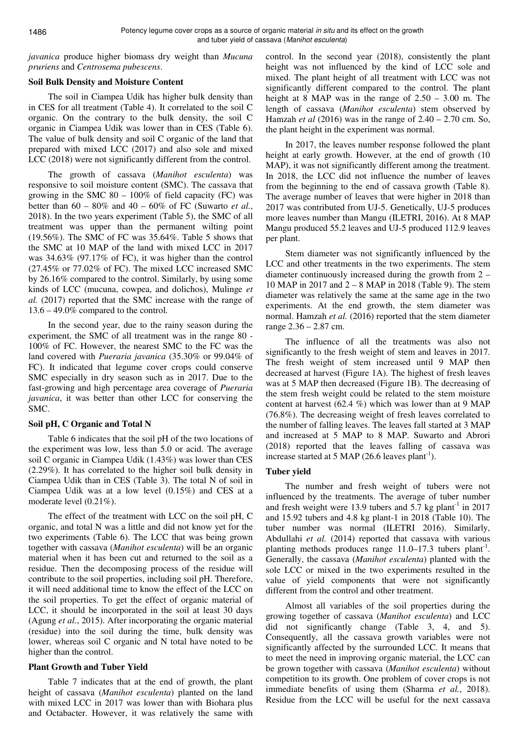*javanica* produce higher biomass dry weight than *Mucuna pruriens* and *Centrosema pubescens*.

### Soil Bulk Density and Moisture Content

The soil in Ciampea Udik has higher bulk density than in CES for all treatment (Table 4). It correlated to the soil C organic. On the contrary to the bulk density, the soil C organic in Ciampea Udik was lower than in CES (Table 6). The value of bulk density and soil C organic of the land that prepared with mixed LCC (2017) and also sole and mixed LCC (2018) were not significantly different from the control.

The growth of cassava (*Manihot esculenta*) was responsive to soil moisture content (SMC). The cassava that growing in the SMC 80 – 100% of field capacity (FC) was better than 60 – 80% and 40 – 60% of FC (Suwarto *et al.*, 2018). In the two years experiment (Table 5), the SMC of all treatment was upper than the permanent wilting point (19.56%). The SMC of FC was 35.64%. Table 5 shows that the SMC at 10 MAP of the land with mixed LCC in 2017 was 34.63% (97.17% of FC), it was higher than the control (27.45% or 77.02% of FC). The mixed LCC increased SMC by 26.16% compared to the control. Similarly, by using some kinds of LCC (mucuna, cowpea, and dolichos), Mulinge *et al.* (2017) reported that the SMC increase with the range of 13.6 – 49.0% compared to the control.

In the second year, due to the rainy season during the experiment, the SMC of all treatment was in the range 80 - 100% of FC. However, the nearest SMC to the FC was the land covered with *Pueraria javanica* (35.30% or 99.04% of FC). It indicated that legume cover crops could conserve SMC especially in dry season such as in 2017. Due to the fast-growing and high percentage area coverage of *Pueraria javanica*, it was better than other LCC for conserving the SMC.

### Soil pH, C Organic and Total N

Table 6 indicates that the soil pH of the two locations of the experiment was low, less than 5.0 or acid. The average soil C organic in Ciampea Udik (1.43%) was lower than CES (2.29%). It has correlated to the higher soil bulk density in Ciampea Udik than in CES (Table 3). The total N of soil in Ciampea Udik was at a low level (0.15%) and CES at a moderate level (0.21%).

The effect of the treatment with LCC on the soil pH, C organic, and total N was a little and did not know yet for the two experiments (Table 6). The LCC that was being grown together with cassava (*Manihot esculenta*) will be an organic material when it has been cut and returned to the soil as a residue. Then the decomposing process of the residue will contribute to the soil properties, including soil pH. Therefore, it will need additional time to know the effect of the LCC on the soil properties. To get the effect of organic material of LCC, it should be incorporated in the soil at least 30 days (Agung *et al.*, 2015). After incorporating the organic material (residue) into the soil during the time, bulk density was lower, whereas soil C organic and N total have noted to be higher than the control.

### Plant Growth and Tuber Yield

Table 7 indicates that at the end of growth, the plant height of cassava (*Manihot esculenta*) planted on the land with mixed LCC in 2017 was lower than with Biohara plus and Octabacter. However, it was relatively the same with control. In the second year (2018), consistently the plant height was not influenced by the kind of LCC sole and mixed. The plant height of all treatment with LCC was not significantly different compared to the control. The plant height at 8 MAP was in the range of 2.50 – 3.00 m. The length of cassava (*Manihot esculenta*) stem observed by Hamzah *et al* (2016) was in the range of 2.40 – 2.70 cm. So, the plant height in the experiment was normal.

In 2017, the leaves number response followed the plant height at early growth. However, at the end of growth (10 MAP), it was not significantly different among the treatment. In 2018, the LCC did not influence the number of leaves from the beginning to the end of cassava growth (Table 8). The average number of leaves that were higher in 2018 than 2017 was contributed from UJ-5. Genetically, UJ-5 produces more leaves number than Mangu (ILETRI, 2016). At 8 MAP Mangu produced 55.2 leaves and UJ-5 produced 112.9 leaves per plant.

Stem diameter was not significantly influenced by the LCC and other treatments in the two experiments. The stem diameter continuously increased during the growth from 2 – 10 MAP in 2017 and 2 – 8 MAP in 2018 (Table 9). The stem diameter was relatively the same at the same age in the two experiments. At the end growth, the stem diameter was normal. Hamzah *et al.* (2016) reported that the stem diameter range 2.36 – 2.87 cm.

The influence of all the treatments was also not significantly to the fresh weight of stem and leaves in 2017. The fresh weight of stem increased until 9 MAP then decreased at harvest (Figure 1A). The highest of fresh leaves was at 5 MAP then decreased (Figure 1B). The decreasing of the stem fresh weight could be related to the stem moisture content at harvest (62.4 %) which was lower than at 9 MAP (76.8%). The decreasing weight of fresh leaves correlated to the number of falling leaves. The leaves fall started at 3 MAP and increased at 5 MAP to 8 MAP. Suwarto and Abrori (2018) reported that the leaves falling of cassava was increase started at 5 MAP (26.6 leaves plant$^{-1}$).

### Tuber yield

The number and fresh weight of tubers were not influenced by the treatments. The average of tuber number and fresh weight were 13.9 tubers and 5.7 kg plant$^{-1}$ in 2017 and 15.92 tubers and 4.8 kg plant-1 in 2018 (Table 10). The tuber number was normal (ILETRI 2016). Similarly, Abdullahi *et al.* (2014) reported that cassava with various planting methods produces range 11.0–17.3 tubers plant$^{-1}$. Generally, the cassava (*Manihot esculenta*) planted with the sole LCC or mixed in the two experiments resulted in the value of yield components that were not significantly different from the control and other treatment.

Almost all variables of the soil properties during the growing together of cassava (*Manihot esculenta*) and LCC did not significantly change (Table 3, 4, and 5). Consequently, all the cassava growth variables were not significantly affected by the surrounded LCC. It means that to meet the need in improving organic material, the LCC can be grown together with cassava (*Manihot esculenta*) without competition to its growth. One problem of cover crops is not immediate benefits of using them (Sharma *et al.*, 2018). Residue from the LCC will be useful for the next cassava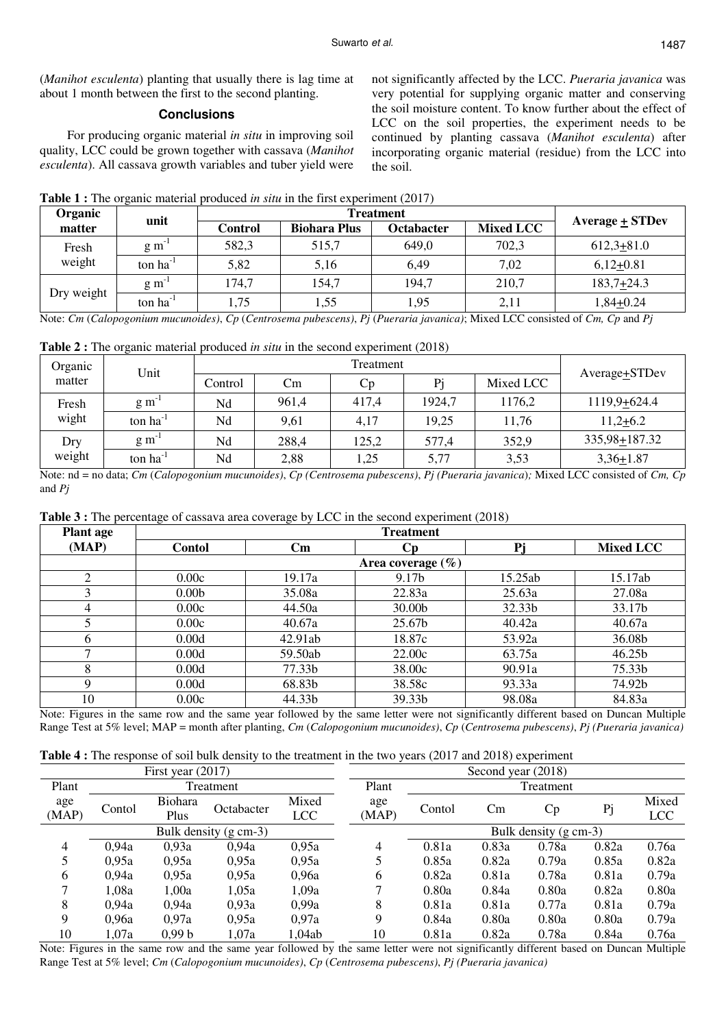(*Manihot esculenta*) planting that usually there is lag time at about 1 month between the first to the second planting.

## Conclusions

For producing organic material *in situ* in improving soil quality, LCC could be grown together with cassava (*Manihot esculenta*). All cassava growth variables and tuber yield were not significantly affected by the LCC. *Pueraria javanica* was very potential for supplying organic matter and conserving the soil moisture content. To know further about the effect of LCC on the soil properties, the experiment needs to be continued by planting cassava (*Manihot esculenta*) after incorporating organic material (residue) from the LCC into the soil.

**Table 1 :** The organic material produced *in situ* in the first experiment (2017)

| Organic matter | unit | Treatment | | | | Average ± STDev |
|---|---|---|---|---|---|---|
| | | **Control** | **Biohara Plus** | **Octabacter** | **Mixed LCC** | |
| Fresh weight | g $m^{-1}$ | 582,3 | 515,7 | 649,0 | 702,3 | 612,3±81.0 |
| | ton $ha^{-1}$ | 5,82 | 5,16 | 6,49 | 7,02 | 6,12±0.81 |
| Dry weight | g $m^{-1}$ | 174,7 | 154,7 | 194,7 | 210,7 | 183,7±24.3 |
| | ton $ha^{-1}$ | 1,75 | 1,55 | 1,95 | 2,11 | 1,84±0.24 |

Note: *Cm* (*Calopogonium mucunoides*), *Cp* (*Centrosema pubescens*), *Pj* (*Pueraria javanica*); Mixed LCC consisted of *Cm, Cp* and *Pj*

**Table 2 :** The organic material produced *in situ* in the second experiment (2018)

| Organic matter | Unit | Treatment | | | | | Average±STDev |
|---|---|---|---|---|---|---|---|
| | | Control | Cm | Cp | Pj | Mixed LCC | |
| Fresh wight | g $m^{-1}$ | Nd | 961,4 | 417,4 | 1924,7 | 1176,2 | 1119,9±624.4 |
| | ton $ha^{-1}$ | Nd | 9,61 | 4,17 | 19,25 | 11,76 | 11,2±6.2 |
| Dry weight | g $m^{-1}$ | Nd | 288,4 | 125,2 | 577,4 | 352,9 | 335,98±187.32 |
| | ton $ha^{-1}$ | Nd | 2,88 | 1,25 | 5,77 | 3,53 | 3,36±1.87 |

Note: nd = no data; *Cm* (*Calopogonium mucunoides*), *Cp (Centrosema pubescens*), *Pj (Pueraria javanica*); Mixed LCC consisted of *Cm, Cp* and *Pj*

**Table 3 :** The percentage of cassava area coverage by LCC in the second experiment (2018)

| Plant age (MAP) | Treatment | | | | |
|---|---|---|---|---|---|
| | **Contol** | **Cm** | **Cp** | **Pj** | **Mixed LCC** |
| | Area coverage (%) | | | | |
| 2 | 0.00c | 19.17a | 9.17b | 15.25ab | 15.17ab |
| 3 | 0.00b | 35.08a | 22.83a | 25.63a | 27.08a |
| 4 | 0.00c | 44.50a | 30.00b | 32.33b | 33.17b |
| 5 | 0.00c | 40.67a | 25.67b | 40.42a | 40.67a |
| 6 | 0.00d | 42.91ab | 18.87c | 53.92a | 36.08b |
| 7 | 0.00d | 59.50ab | 22.00c | 63.75a | 46.25b |
| 8 | 0.00d | 77.33b | 38.00c | 90.91a | 75.33b |
| 9 | 0.00d | 68.83b | 38.58c | 93.33a | 74.92b |
| 10 | 0.00c | 44.33b | 39.33b | 98.08a | 84.83a |

Note: Figures in the same row and the same year followed by the same letter were not significantly different based on Duncan Multiple Range Test at 5% level; MAP = month after planting, *Cm* (*Calopogonium mucunoides*), *Cp* (*Centrosema pubescens*), *Pj (Pueraria javanica)*

**Table 4 :** The response of soil bulk density to the treatment in the two years (2017 and 2018) experiment

| First year (2017) | | | | | Second year (2018) | | | | | |
|---|---|---|---|---|---|---|---|---|---|---|
| Plant age (MAP) | Treatment | | | | Plant age (MAP) | Treatment | | | | |
| | Contol | Biohara Plus | Octabacter | Mixed LCC | | Contol | Cm | Cp | Pj | Mixed LCC |
| | Bulk density (g cm-3) | | | | | Bulk density (g cm-3) | | | | |
| 4 | 0,94a | 0,93a | 0,94a | 0,95a | 4 | 0.81a | 0.83a | 0.78a | 0.82a | 0.76a |
| 5 | 0,95a | 0,95a | 0,95a | 0,95a | 5 | 0.85a | 0.82a | 0.79a | 0.85a | 0.82a |
| 6 | 0,94a | 0,95a | 0,95a | 0,96a | 6 | 0.82a | 0.81a | 0.78a | 0.81a | 0.79a |
| 7 | 1,08a | 1,00a | 1,05a | 1,09a | 7 | 0.80a | 0.84a | 0.80a | 0.82a | 0.80a |
| 8 | 0,94a | 0,94a | 0,93a | 0,99a | 8 | 0.81a | 0.81a | 0.77a | 0.81a | 0.79a |
| 9 | 0,96a | 0,97a | 0,95a | 0,97a | 9 | 0.84a | 0.80a | 0.80a | 0.80a | 0.79a |
| 10 | 1,07a | 0,99 b | 1,07a | 1,04ab | 10 | 0.81a | 0.82a | 0.78a | 0.84a | 0.76a |

Note: Figures in the same row and the same year followed by the same letter were not significantly different based on Duncan Multiple Range Test at 5% level; *Cm* (*Calopogonium mucunoides*), *Cp* (*Centrosema pubescens*), *Pj (Pueraria javanica)*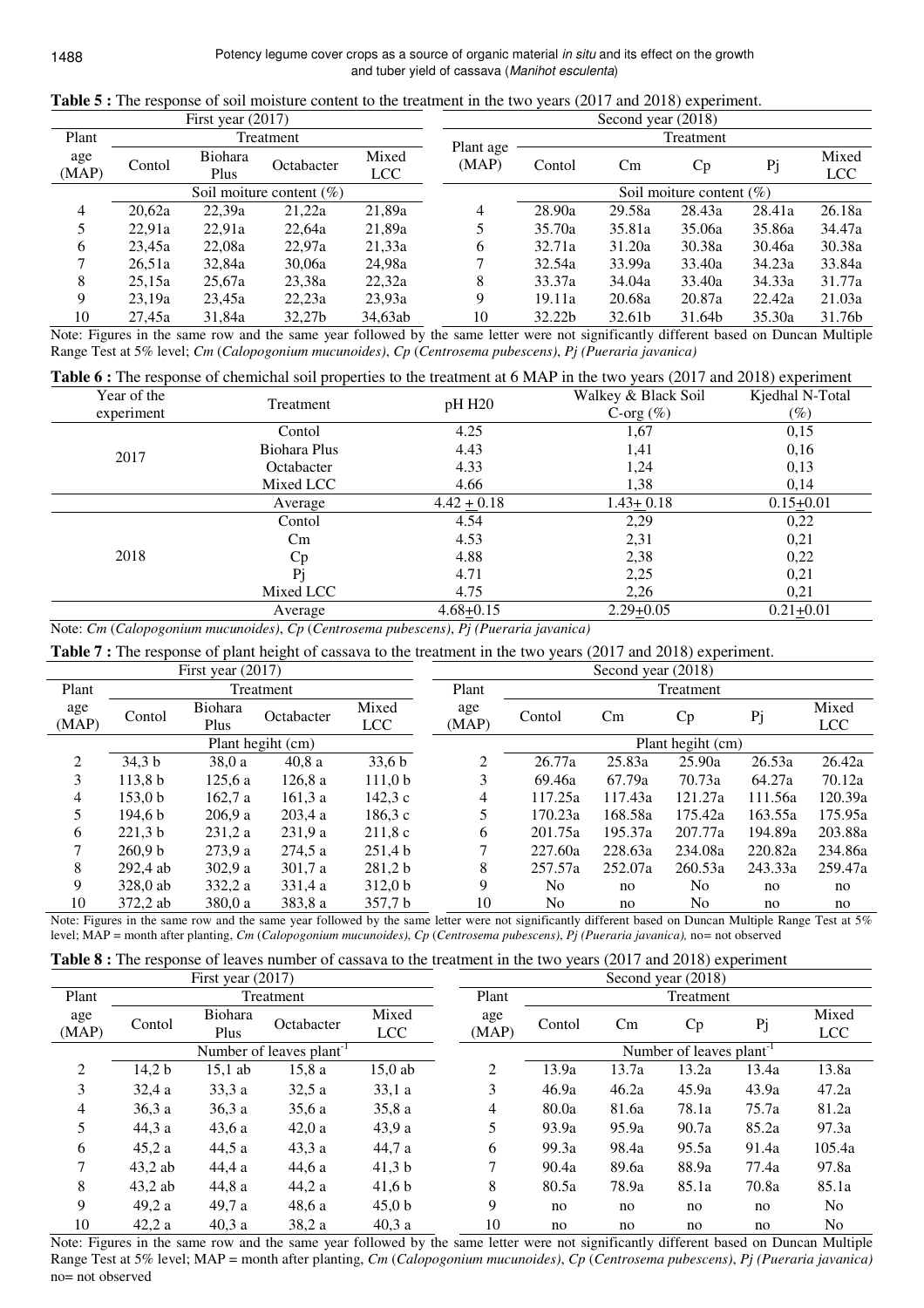**Table 5 :** The response of soil moisture content to the treatment in the two years (2017 and 2018) experiment.

| First year (2017) | | | | | Second year (2018) | | | | | |
|---|---|---|---|---|---|---|---|---|---|---|
| Plant age (MAP) | Treatment | | | | Plant age (MAP) | Treatment | | | | |
| | Contol | Biohara Plus | Octabacter | Mixed LCC | | Contol | Cm | Cp | Pj | Mixed LCC |
| | Soil moiture content (%) | | | | | Soil moiture content (%) | | | | |
| 4 | 20,62a | 22,39a | 21,22a | 21,89a | 4 | 28.90a | 29.58a | 28.43a | 28.41a | 26.18a |
| 5 | 22,91a | 22,91a | 22,64a | 21,89a | 5 | 35.70a | 35.81a | 35.06a | 35.86a | 34.47a |
| 6 | 23,45a | 22,08a | 22,97a | 21,33a | 6 | 32.71a | 31.20a | 30.38a | 30.46a | 30.38a |
| 7 | 26,51a | 32,84a | 30,06a | 24,98a | 7 | 32.54a | 33.99a | 33.40a | 34.23a | 33.84a |
| 8 | 25,15a | 25,67a | 23,38a | 22,32a | 8 | 33.37a | 34.04a | 33.40a | 34.33a | 31.77a |
| 9 | 23,19a | 23,45a | 22,23a | 23,93a | 9 | 19.11a | 20.68a | 20.87a | 22.42a | 21.03a |
| 10 | 27,45a | 31,84a | 32,27b | 34,63ab | 10 | 32.22b | 32.61b | 31.64b | 35.30a | 31.76b |

Note: Figures in the same row and the same year followed by the same letter were not significantly different based on Duncan Multiple Range Test at 5% level; *Cm* (*Calopogonium mucunoides*), *Cp* (*Centrosema pubescens*), *Pj (Pueraria javanica)*

**Table 6 :** The response of chemichal soil properties to the treatment at 6 MAP in the two years (2017 and 2018) experiment

| Year of the experiment | Treatment | pH H20 | Walkey & Black Soil C-org (%) | Kjedhal N-Total (%) |
|---|---|---|---|---|
| 2017 | Contol | 4.25 | 1,67 | 0,15 |
| | Biohara Plus | 4.43 | 1,41 | 0,16 |
| | Octabacter | 4.33 | 1,24 | 0,13 |
| | Mixed LCC | 4.66 | 1,38 | 0,14 |
| | Average | 4.42 ± 0.18 | 1.43± 0.18 | 0.15±0.01 |
| 2018 | Contol | 4.54 | 2,29 | 0,22 |
| | Cm | 4.53 | 2,31 | 0,21 |
| | Cp | 4.88 | 2,38 | 0,22 |
| | Pj | 4.71 | 2,25 | 0,21 |
| | Mixed LCC | 4.75 | 2,26 | 0,21 |
| | Average | 4.68±0.15 | 2.29±0.05 | 0.21±0.01 |

Note: *Cm* (*Calopogonium mucunoides*), *Cp* (*Centrosema pubescens*), *Pj (Pueraria javanica)*

**Table 7 :** The response of plant height of cassava to the treatment in the two years (2017 and 2018) experiment.

| First year (2017) | | | | | Second year (2018) | | | | | |
|---|---|---|---|---|---|---|---|---|---|---|
| Plant age (MAP) | Treatment | | | | Plant age (MAP) | Treatment | | | | |
| | Contol | Biohara Plus | Octabacter | Mixed LCC | | Contol | Cm | Cp | Pj | Mixed LCC |
| | Plant hegiht (cm) | | | | | Plant hegiht (cm) | | | | |
| 2 | 34,3 b | 38,0 a | 40,8 a | 33,6 b | 2 | 26.77a | 25.83a | 25.90a | 26.53a | 26.42a |
| 3 | 113,8 b | 125,6 a | 126,8 a | 111,0 b | 3 | 69.46a | 67.79a | 70.73a | 64.27a | 70.12a |
| 4 | 153,0 b | 162,7 a | 161,3 a | 142,3 c | 4 | 117.25a | 117.43a | 121.27a | 111.56a | 120.39a |
| 5 | 194,6 b | 206,9 a | 203,4 a | 186,3 c | 5 | 170.23a | 168.58a | 175.42a | 163.55a | 175.95a |
| 6 | 221,3 b | 231,2 a | 231,9 a | 211,8 c | 6 | 201.75a | 195.37a | 207.77a | 194.89a | 203.88a |
| 7 | 260,9 b | 273,9 a | 274,5 a | 251,4 b | 7 | 227.60a | 228.63a | 234.08a | 220.82a | 234.86a |
| 8 | 292,4 ab | 302,9 a | 301,7 a | 281,2 b | 8 | 257.57a | 252.07a | 260.53a | 243.33a | 259.47a |
| 9 | 328,0 ab | 332,2 a | 331,4 a | 312,0 b | 9 | No | no | No | no | no |
| 10 | 372,2 ab | 380,0 a | 383,8 a | 357,7 b | 10 | No | no | No | no | no |

Note: Figures in the same row and the same year followed by the same letter were not significantly different based on Duncan Multiple Range Test at 5% level; MAP = month after planting, *Cm* (*Calopogonium mucunoides*), *Cp* (*Centrosema pubescens*), *Pj (Pueraria javanica),* no= not observed

**Table 8 :** The response of leaves number of cassava to the treatment in the two years (2017 and 2018) experiment

| First year (2017) | | | | | Second year (2018) | | | | | |
|---|---|---|---|---|---|---|---|---|---|---|
| Plant age (MAP) | Treatment | | | | Plant age (MAP) | Treatment | | | | |
| | Contol | Biohara Plus | Octabacter | Mixed LCC | | Contol | Cm | Cp | Pj | Mixed LCC |
| | Number of leaves plant$^{-1}$ | | | | | Number of leaves plant$^{-1}$ | | | | |
| 2 | 14,2 b | 15,1 ab | 15,8 a | 15,0 ab | 2 | 13.9a | 13.7a | 13.2a | 13.4a | 13.8a |
| 3 | 32,4 a | 33,3 a | 32,5 a | 33,1 a | 3 | 46.9a | 46.2a | 45.9a | 43.9a | 47.2a |
| 4 | 36,3 a | 36,3 a | 35,6 a | 35,8 a | 4 | 80.0a | 81.6a | 78.1a | 75.7a | 81.2a |
| 5 | 44,3 a | 43,6 a | 42,0 a | 43,9 a | 5 | 93.9a | 95.9a | 90.7a | 85.2a | 97.3a |
| 6 | 45,2 a | 44,5 a | 43,3 a | 44,7 a | 6 | 99.3a | 98.4a | 95.5a | 91.4a | 105.4a |
| 7 | 43,2 ab | 44,4 a | 44,6 a | 41,3 b | 7 | 90.4a | 89.6a | 88.9a | 77.4a | 97.8a |
| 8 | 43,2 ab | 44,8 a | 44,2 a | 41,6 b | 8 | 80.5a | 78.9a | 85.1a | 70.8a | 85.1a |
| 9 | 49,2 a | 49,7 a | 48,6 a | 45,0 b | 9 | no | no | no | no | No |
| 10 | 42,2 a | 40,3 a | 38,2 a | 40,3 a | 10 | no | no | no | no | No |

Note: Figures in the same row and the same year followed by the same letter were not significantly different based on Duncan Multiple Range Test at 5% level; MAP = month after planting, *Cm* (*Calopogonium mucunoides*), *Cp* (*Centrosema pubescens*), *Pj (Pueraria javanica)* no= not observed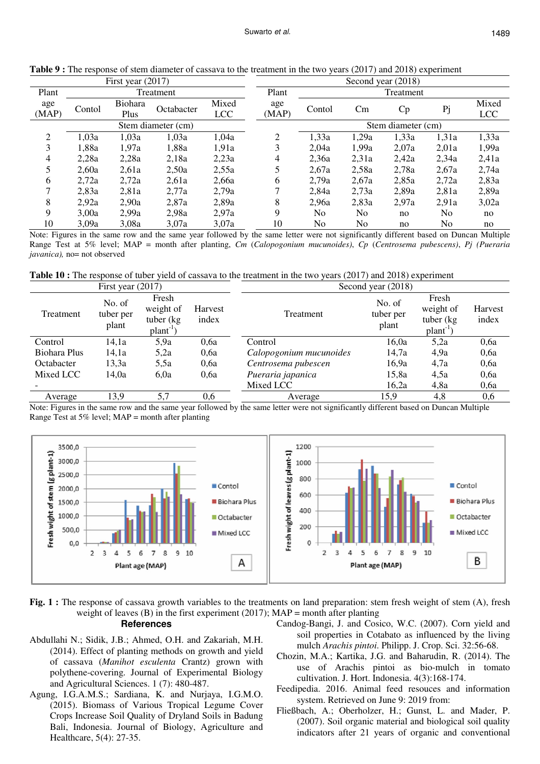**Table 9 :** The response of stem diameter of cassava to the treatment in the two years (2017) and 2018) experiment

| First year (2017) | | | | | Second year (2018) | | | | | |
|---|---|---|---|---|---|---|---|---|---|---|
| Plant age (MAP) | Treatment | | | | Plant age (MAP) | Treatment | | | | |
| | Contol | Biohara Plus | Octabacter | Mixed LCC | | Contol | Cm | Cp | Pj | Mixed LCC |
| | Stem diameter (cm) | | | | | Stem diameter (cm) | | | | |
| 2 | 1,03a | 1,03a | 1,03a | 1,04a | 2 | 1,33a | 1,29a | 1,33a | 1,31a | 1,33a |
| 3 | 1,88a | 1,97a | 1,88a | 1,91a | 3 | 2,04a | 1,99a | 2,07a | 2,01a | 1,99a |
| 4 | 2,28a | 2,28a | 2,18a | 2,23a | 4 | 2,36a | 2,31a | 2,42a | 2,34a | 2,41a |
| 5 | 2,60a | 2,61a | 2,50a | 2,55a | 5 | 2,67a | 2,58a | 2,78a | 2,67a | 2,74a |
| 6 | 2,72a | 2,72a | 2,61a | 2,66a | 6 | 2,79a | 2,67a | 2,85a | 2,72a | 2,83a |
| 7 | 2,83a | 2,81a | 2,77a | 2,79a | 7 | 2,84a | 2,73a | 2,89a | 2,81a | 2,89a |
| 8 | 2,92a | 2,90a | 2,87a | 2,89a | 8 | 2,96a | 2,83a | 2,97a | 2,91a | 3,02a |
| 9 | 3,00a | 2,99a | 2,98a | 2,97a | 9 | No | No | no | No | no |
| 10 | 3,09a | 3,08a | 3,07a | 3,07a | 10 | No | No | no | No | no |

Note: Figures in the same row and the same year followed by the same letter were not significantly different based on Duncan Multiple Range Test at 5% level; MAP = month after planting, *Cm* (*Calopogonium mucunoides*), *Cp* (*Centrosema pubescens*), *Pj* (*Pueraria javanica*), no= not observed

**Table 10 :** The response of tuber yield of cassava to the treatment in the two years (2017) and 2018) experiment

| First year (2017) | | | | Second year (2018) | | | |
|---|---|---|---|---|---|---|---|
| Treatment | No. of tuber per plant | Fresh weight of tuber (kg plant$^{-1}$) | Harvest index | Treatment | No. of tuber per plant | Fresh weight of tuber (kg plant$^{-1}$) | Harvest index |
| Control | 14,1a | 5,9a | 0,6a | Control | 16,0a | 5,2a | 0,6a |
| Biohara Plus | 14,1a | 5,2a | 0,6a | *Calopogonium mucunoides* | 14,7a | 4,9a | 0,6a |
| Octabacter | 13,3a | 5,5a | 0,6a | *Centrosema pubescen* | 16,9a | 4,7a | 0,6a |
| Mixed LCC | 14,0a | 6,0a | 0,6a | *Pueraria japanica* | 15,8a | 4,5a | 0,6a |
| - | | | | Mixed LCC | 16,2a | 4,8a | 0,6a |
| Average | 13,9 | 5,7 | 0,6 | Average | 15,9 | 4,8 | 0,6 |

Note: Figures in the same row and the same year followed by the same letter were not significantly different based on Duncan Multiple Range Test at 5% level; MAP = month after planting

**Fig. 1 :** The response of cassava growth variables to the treatments on land preparation: stem fresh weight of stem (A), fresh weight of leaves (B) in the first experiment (2017); MAP = month after planting

## References

Abdullahi N.; Sidik, J.B.; Ahmed, O.H. and Zakariah, M.H. (2014). Effect of planting methods on growth and yield of cassava (*Manihot esculenta* Crantz) grown with polythene-covering. Journal of Experimental Biology and Agricultural Sciences. 1 (7): 480-487.

Agung, I.G.A.M.S.; Sardiana, K. and Nurjaya, I.G.M.O. (2015). Biomass of Various Tropical Legume Cover Crops Increase Soil Quality of Dryland Soils in Badung Bali, Indonesia. Journal of Biology, Agriculture and Healthcare, 5(4): 27-35.

Candog-Bangi, J. and Cosico, W.C. (2007). Corn yield and soil properties in Cotabato as influenced by the living mulch *Arachis pintoi*. Philipp. J. Crop. Sci. 32:56-68.

Chozin, M.A.; Kartika, J.G. and Baharudin, R. (2014). The use of Arachis pintoi as bio-mulch in tomato cultivation. J. Hort. Indonesia. 4(3):168-174.

Feedipedia. 2016. Animal feed resouces and information system. Retrieved on June 9: 2019 from:

Fließbach, A.; Oberholzer, H.; Gunst, L. and Mader, P. (2007). Soil organic material and biological soil quality indicators after 21 years of organic and conventional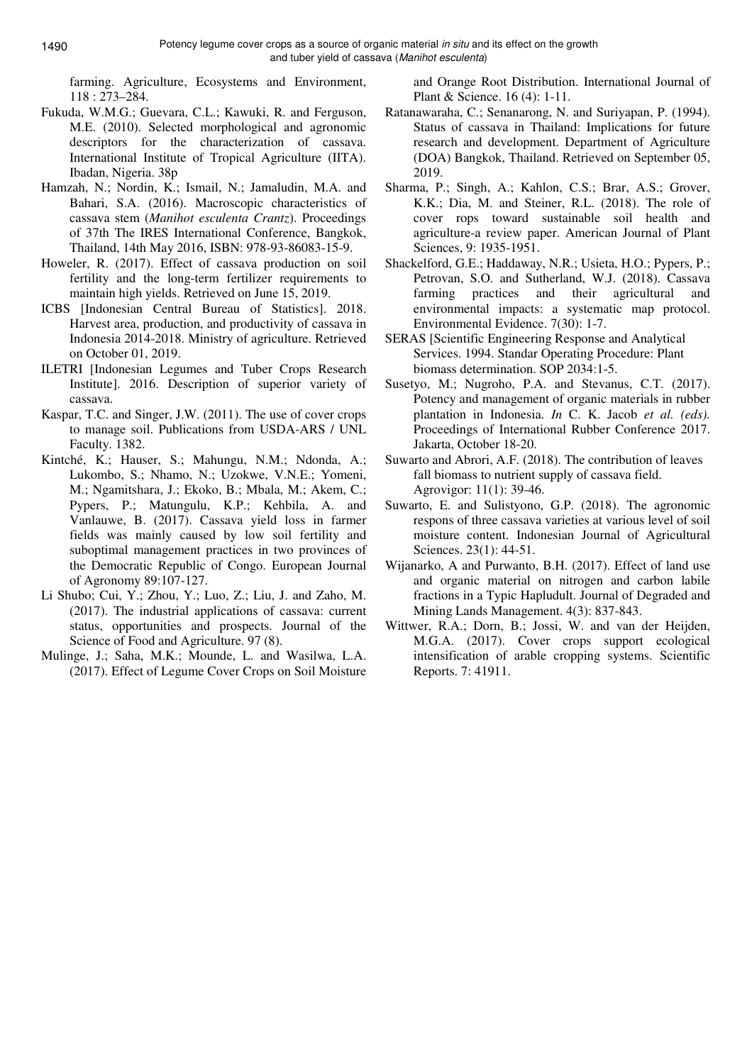farming. Agriculture, Ecosystems and Environment, 118 : 273–284.

Fukuda, W.M.G.; Guevara, C.L.; Kawuki, R. and Ferguson, M.E. (2010). Selected morphological and agronomic descriptors for the characterization of cassava. International Institute of Tropical Agriculture (IITA). Ibadan, Nigeria. 38p

Hamzah, N.; Nordin, K.; Ismail, N.; Jamaludin, M.A. and Bahari, S.A. (2016). Macroscopic characteristics of cassava stem (*Manihot esculenta Crantz*). Proceedings of 37th The IRES International Conference, Bangkok, Thailand, 14th May 2016, ISBN: 978-93-86083-15-9.

Howeler, R. (2017). Effect of cassava production on soil fertility and the long-term fertilizer requirements to maintain high yields. Retrieved on June 15, 2019.

ICBS [Indonesian Central Bureau of Statistics]. 2018. Harvest area, production, and productivity of cassava in Indonesia 2014-2018. Ministry of agriculture. Retrieved on October 01, 2019.

ILETRI [Indonesian Legumes and Tuber Crops Research Institute]. 2016. Description of superior variety of cassava.

Kaspar, T.C. and Singer, J.W. (2011). The use of cover crops to manage soil. Publications from USDA-ARS / UNL Faculty. 1382.

Kintché, K.; Hauser, S.; Mahungu, N.M.; Ndonda, A.; Lukombo, S.; Nhamo, N.; Uzokwe, V.N.E.; Yomeni, M.; Ngamitshara, J.; Ekoko, B.; Mbala, M.; Akem, C.; Pypers, P.; Matungulu, K.P.; Kehbila, A. and Vanlauwe, B. (2017). Cassava yield loss in farmer fields was mainly caused by low soil fertility and suboptimal management practices in two provinces of the Democratic Republic of Congo. European Journal of Agronomy 89:107-127.

Li Shubo; Cui, Y.; Zhou, Y.; Luo, Z.; Liu, J. and Zaho, M. (2017). The industrial applications of cassava: current status, opportunities and prospects. Journal of the Science of Food and Agriculture. 97 (8).

Mulinge, J.; Saha, M.K.; Mounde, L. and Wasilwa, L.A. (2017). Effect of Legume Cover Crops on Soil Moisture and Orange Root Distribution. International Journal of Plant & Science. 16 (4): 1-11.

Ratanawaraha, C.; Senanarong, N. and Suriyapan, P. (1994). Status of cassava in Thailand: Implications for future research and development. Department of Agriculture (DOA) Bangkok, Thailand. Retrieved on September 05, 2019.

Sharma, P.; Singh, A.; Kahlon, C.S.; Brar, A.S.; Grover, K.K.; Dia, M. and Steiner, R.L. (2018). The role of cover rops toward sustainable soil health and agriculture-a review paper. American Journal of Plant Sciences, 9: 1935-1951.

Shackelford, G.E.; Haddaway, N.R.; Usieta, H.O.; Pypers, P.; Petrovan, S.O. and Sutherland, W.J. (2018). Cassava farming practices and their agricultural and environmental impacts: a systematic map protocol. Environmental Evidence. 7(30): 1-7.

SERAS [Scientific Engineering Response and Analytical Services. 1994. Standar Operating Procedure: Plant biomass determination. SOP 2034:1-5.

Susetyo, M.; Nugroho, P.A. and Stevanus, C.T. (2017). Potency and management of organic materials in rubber plantation in Indonesia. *In* C. K. Jacob *et al. (eds).* Proceedings of International Rubber Conference 2017. Jakarta, October 18-20.

Suwarto and Abrori, A.F. (2018). The contribution of leaves fall biomass to nutrient supply of cassava field. Agrovigor: 11(1): 39-46.

Suwarto, E. and Sulistyono, G.P. (2018). The agronomic respons of three cassava varieties at various level of soil moisture content. Indonesian Journal of Agricultural Sciences. 23(1): 44-51.

Wijanarko, A and Purwanto, B.H. (2017). Effect of land use and organic material on nitrogen and carbon labile fractions in a Typic Hapludult. Journal of Degraded and Mining Lands Management. 4(3): 837-843.

Wittwer, R.A.; Dorn, B.; Jossi, W. and van der Heijden, M.G.A. (2017). Cover crops support ecological intensification of arable cropping systems. Scientific Reports. 7: 41911.